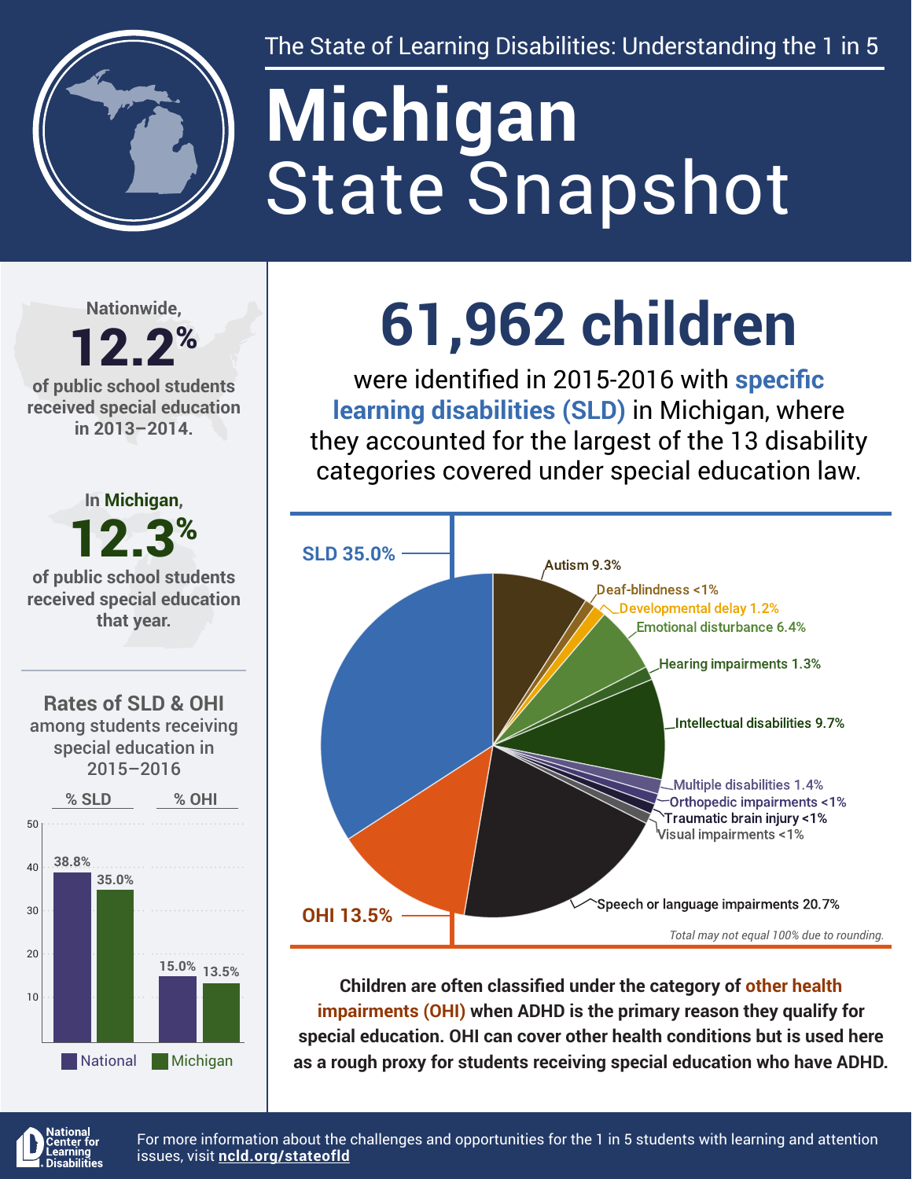The State of Learning Disabilities: Understanding the 1 in 5

# Michigan State Snapshot

Nationwide, **12.2%** of public school students received special education in 2013–2014.

In Michigan, **12.3%** of public school students received special education that year.

## Rates of SLD & OHI among students receiving special education in 2015–2016

| | % SLD | % OHI |
|---|---|---|
| National | 38.8% | 15.0% |
| Michigan | 35.0% | 13.5% |

# 61,962 children

were identified in 2015-2016 with **specific learning disabilities (SLD)** in Michigan, where they accounted for the largest of the 13 disability categories covered under special education law.

| Category | Percent |
|---|---|
| SLD | 35.0% |
| Autism | 9.3% |
| Deaf-blindness | <1% |
| Developmental delay | 1.2% |
| Emotional disturbance | 6.4% |
| Hearing impairments | 1.3% |
| Intellectual disabilities | 9.7% |
| Multiple disabilities | 1.4% |
| Orthopedic impairments | <1% |
| Traumatic brain injury | <1% |
| Visual impairments | <1% |
| Speech or language impairments | 20.7% |
| OHI | 13.5% |

*Total may not equal 100% due to rounding.*

**Children are often classified under the category of other health impairments (OHI) when ADHD is the primary reason they qualify for special education. OHI can cover other health conditions but is used here as a rough proxy for students receiving special education who have ADHD.**

National Center for Learning Disabilities

For more information about the challenges and opportunities for the 1 in 5 students with learning and attention issues, visit **ncld.org/stateofld**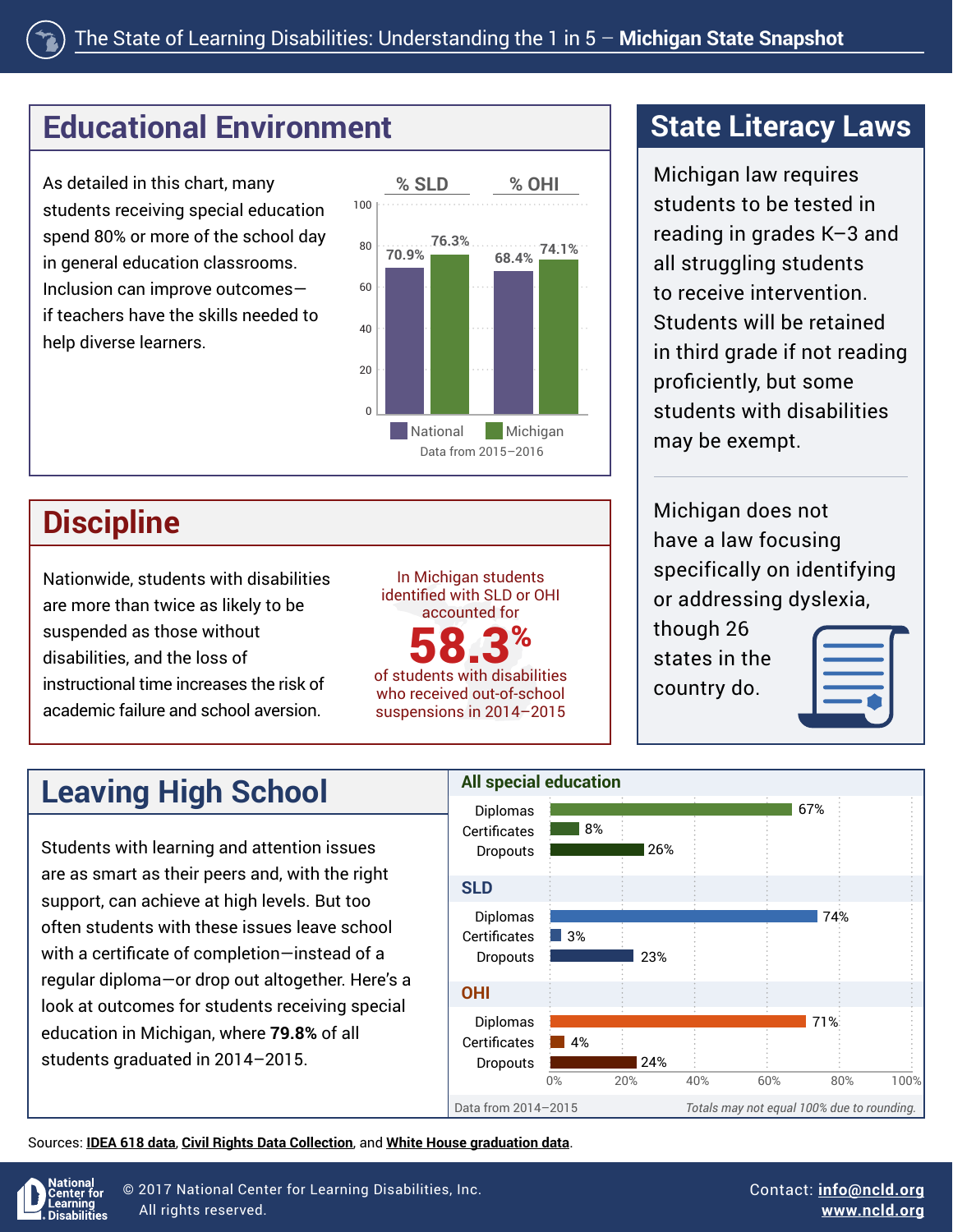# The State of Learning Disabilities: Understanding the 1 in 5 – **Michigan State Snapshot**

## Educational Environment

As detailed in this chart, many students receiving special education spend 80% or more of the school day in general education classrooms. Inclusion can improve outcomes—if teachers have the skills needed to help diverse learners.

% SLD
% OHI
100
80
60
40
20
0
70.9%
76.3%
68.4%
74.1%
National
Michigan
Data from 2015–2016

## State Literacy Laws

Michigan law requires students to be tested in reading in grades K–3 and all struggling students to receive intervention. Students will be retained in third grade if not reading proficiently, but some students with disabilities may be exempt.

Michigan does not have a law focusing specifically on identifying or addressing dyslexia, though 26 states in the country do.

## Discipline

Nationwide, students with disabilities are more than twice as likely to be suspended as those without disabilities, and the loss of instructional time increases the risk of academic failure and school aversion.

In Michigan students identified with SLD or OHI accounted for

**58.3%**

of students with disabilities who received out-of-school suspensions in 2014–2015

## Leaving High School

Students with learning and attention issues are as smart as their peers and, with the right support, can achieve at high levels. But too often students with these issues leave school with a certificate of completion—instead of a regular diploma—or drop out altogether. Here's a look at outcomes for students receiving special education in Michigan, where **79.8%** of all students graduated in 2014–2015.

**All special education**
Diplomas 67%
Certificates 8%
Dropouts 26%

**SLD**
Diplomas 74%
Certificates 3%
Dropouts 23%

**OHI**
Diplomas 71%
Certificates 4%
Dropouts 24%

0% 20% 40% 60% 80% 100%

Data from 2014–2015

*Totals may not equal 100% due to rounding.*

Sources: **IDEA 618 data**, **Civil Rights Data Collection**, and **White House graduation data**.

National Center for Learning Disabilities

© 2017 National Center for Learning Disabilities, Inc. All rights reserved.

Contact: **info@ncld.org** **www.ncld.org**